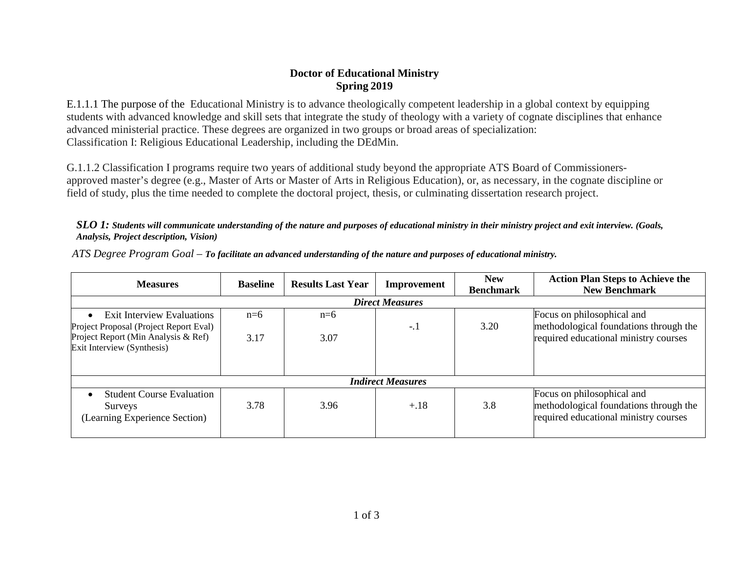# Doctor of Educational Ministry
## Spring 2019

E.1.1.1 The purpose of the Educational Ministry is to advance theologically competent leadership in a global context by equipping students with advanced knowledge and skill sets that integrate the study of theology with a variety of cognate disciplines that enhance advanced ministerial practice. These degrees are organized in two groups or broad areas of specialization:
Classification I: Religious Educational Leadership, including the DEdMin.

G.1.1.2 Classification I programs require two years of additional study beyond the appropriate ATS Board of Commissioners-approved master's degree (e.g., Master of Arts or Master of Arts in Religious Education), or, as necessary, in the cognate discipline or field of study, plus the time needed to complete the doctoral project, thesis, or culminating dissertation research project.

***SLO 1:*** ***Students will communicate understanding of the nature and purposes of educational ministry in their ministry project and exit interview. (Goals, Analysis, Project description, Vision)***

*ATS Degree Program Goal –* ***To facilitate an advanced understanding of the nature and purposes of educational ministry.***

| Measures | Baseline | Results Last Year | Improvement | New Benchmark | Action Plan Steps to Achieve the New Benchmark |
|---|---|---|---|---|---|
| ***Direct Measures*** | | | | | |
| • Exit Interview Evaluations<br>Project Proposal (Project Report Eval)<br>Project Report (Min Analysis & Ref)<br>Exit Interview (Synthesis) | n=6<br><br>3.17 | n=6<br><br>3.07 | -.1 | 3.20 | Focus on philosophical and methodological foundations through the required educational ministry courses |
| ***Indirect Measures*** | | | | | |
| • Student Course Evaluation Surveys<br>(Learning Experience Section) | 3.78 | 3.96 | +.18 | 3.8 | Focus on philosophical and methodological foundations through the required educational ministry courses |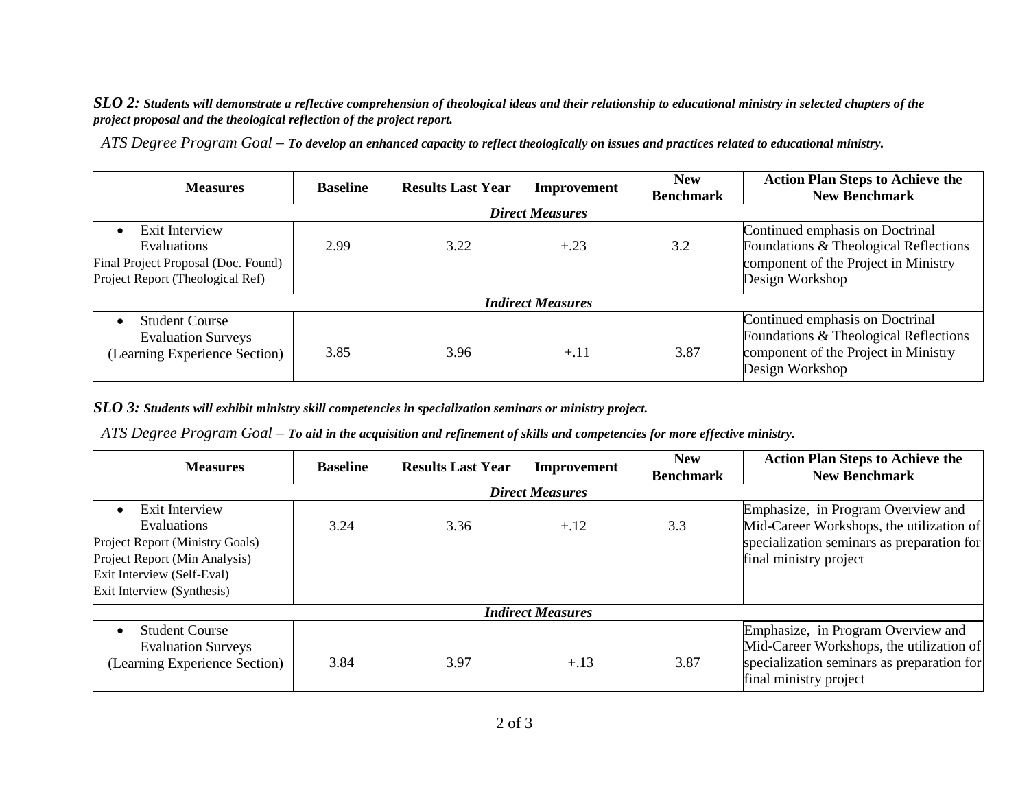***SLO 2:*** ***Students will demonstrate a reflective comprehension of theological ideas and their relationship to educational ministry in selected chapters of the project proposal and the theological reflection of the project report.***

*ATS Degree Program Goal –* ***To develop an enhanced capacity to reflect theologically on issues and practices related to educational ministry.***

| Measures | Baseline | Results Last Year | Improvement | New Benchmark | Action Plan Steps to Achieve the New Benchmark |
|---|---|---|---|---|---|
| ***Direct Measures*** | | | | | |
| • Exit Interview Evaluations<br>Final Project Proposal (Doc. Found)<br>Project Report (Theological Ref) | 2.99 | 3.22 | +.23 | 3.2 | Continued emphasis on Doctrinal Foundations & Theological Reflections component of the Project in Ministry Design Workshop |
| ***Indirect Measures*** | | | | | |
| • Student Course Evaluation Surveys (Learning Experience Section) | 3.85 | 3.96 | +.11 | 3.87 | Continued emphasis on Doctrinal Foundations & Theological Reflections component of the Project in Ministry Design Workshop |

***SLO 3:*** ***Students will exhibit ministry skill competencies in specialization seminars or ministry project.***

*ATS Degree Program Goal –* ***To aid in the acquisition and refinement of skills and competencies for more effective ministry.***

| Measures | Baseline | Results Last Year | Improvement | New Benchmark | Action Plan Steps to Achieve the New Benchmark |
|---|---|---|---|---|---|
| ***Direct Measures*** | | | | | |
| • Exit Interview Evaluations<br>Project Report (Ministry Goals)<br>Project Report (Min Analysis)<br>Exit Interview (Self-Eval)<br>Exit Interview (Synthesis) | 3.24 | 3.36 | +.12 | 3.3 | Emphasize, in Program Overview and Mid-Career Workshops, the utilization of specialization seminars as preparation for final ministry project |
| ***Indirect Measures*** | | | | | |
| • Student Course Evaluation Surveys (Learning Experience Section) | 3.84 | 3.97 | +.13 | 3.87 | Emphasize, in Program Overview and Mid-Career Workshops, the utilization of specialization seminars as preparation for final ministry project |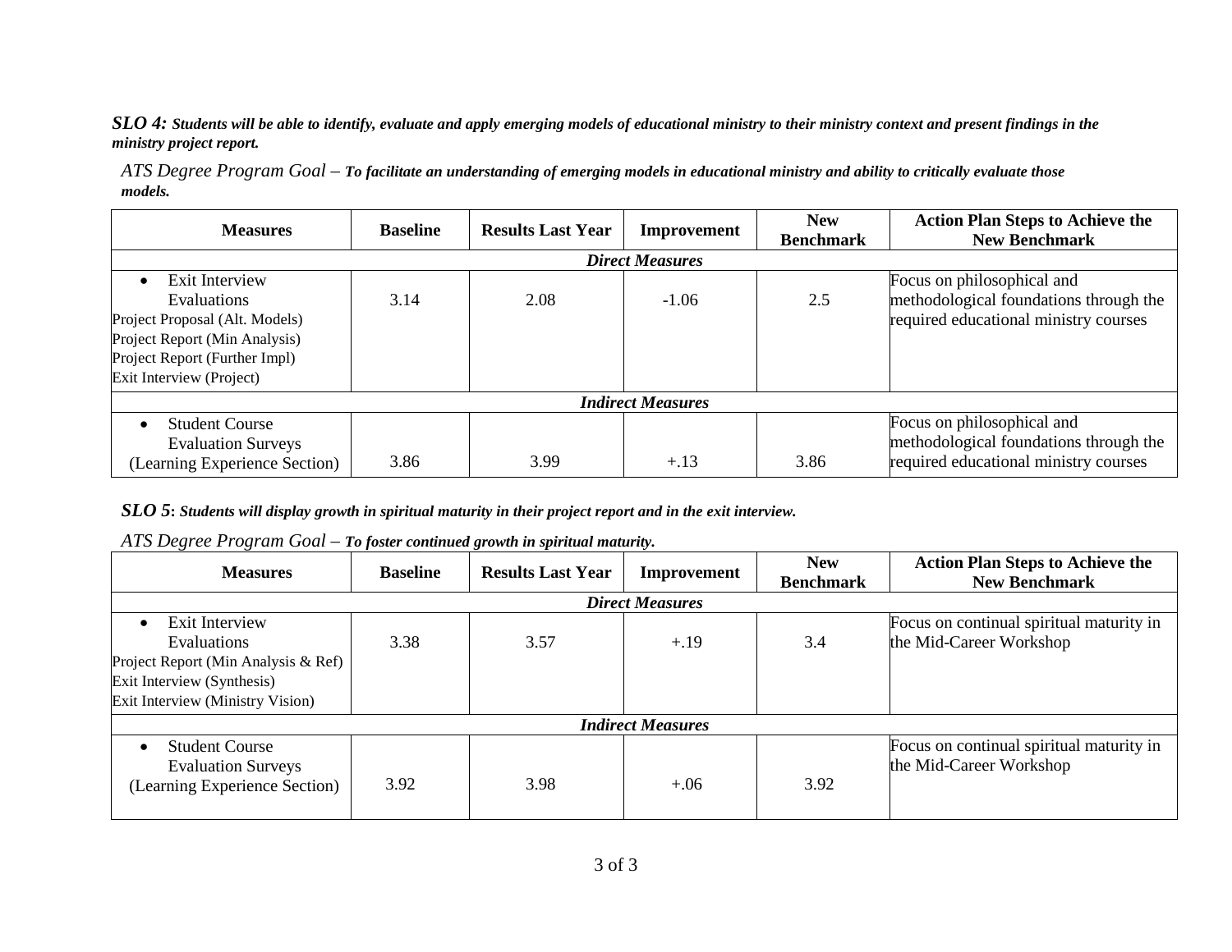***SLO 4:*** ***Students will be able to identify, evaluate and apply emerging models of educational ministry to their ministry context and present findings in the ministry project report.***

*ATS Degree Program Goal* – ***To facilitate an understanding of emerging models in educational ministry and ability to critically evaluate those models.***

| Measures | Baseline | Results Last Year | Improvement | New Benchmark | Action Plan Steps to Achieve the New Benchmark |
|---|---|---|---|---|---|
| ***Direct Measures*** | | | | | |
| • Exit Interview Evaluations<br>Project Proposal (Alt. Models)<br>Project Report (Min Analysis)<br>Project Report (Further Impl)<br>Exit Interview (Project) | 3.14 | 2.08 | -1.06 | 2.5 | Focus on philosophical and methodological foundations through the required educational ministry courses |
| ***Indirect Measures*** | | | | | |
| • Student Course Evaluation Surveys (Learning Experience Section) | 3.86 | 3.99 | +.13 | 3.86 | Focus on philosophical and methodological foundations through the required educational ministry courses |

***SLO 5*****:** ***Students will display growth in spiritual maturity in their project report and in the exit interview.***

*ATS Degree Program Goal* – ***To foster continued growth in spiritual maturity.***

| Measures | Baseline | Results Last Year | Improvement | New Benchmark | Action Plan Steps to Achieve the New Benchmark |
|---|---|---|---|---|---|
| ***Direct Measures*** | | | | | |
| • Exit Interview Evaluations<br>Project Report (Min Analysis & Ref)<br>Exit Interview (Synthesis)<br>Exit Interview (Ministry Vision) | 3.38 | 3.57 | +.19 | 3.4 | Focus on continual spiritual maturity in the Mid-Career Workshop |
| ***Indirect Measures*** | | | | | |
| • Student Course Evaluation Surveys (Learning Experience Section) | 3.92 | 3.98 | +.06 | 3.92 | Focus on continual spiritual maturity in the Mid-Career Workshop |